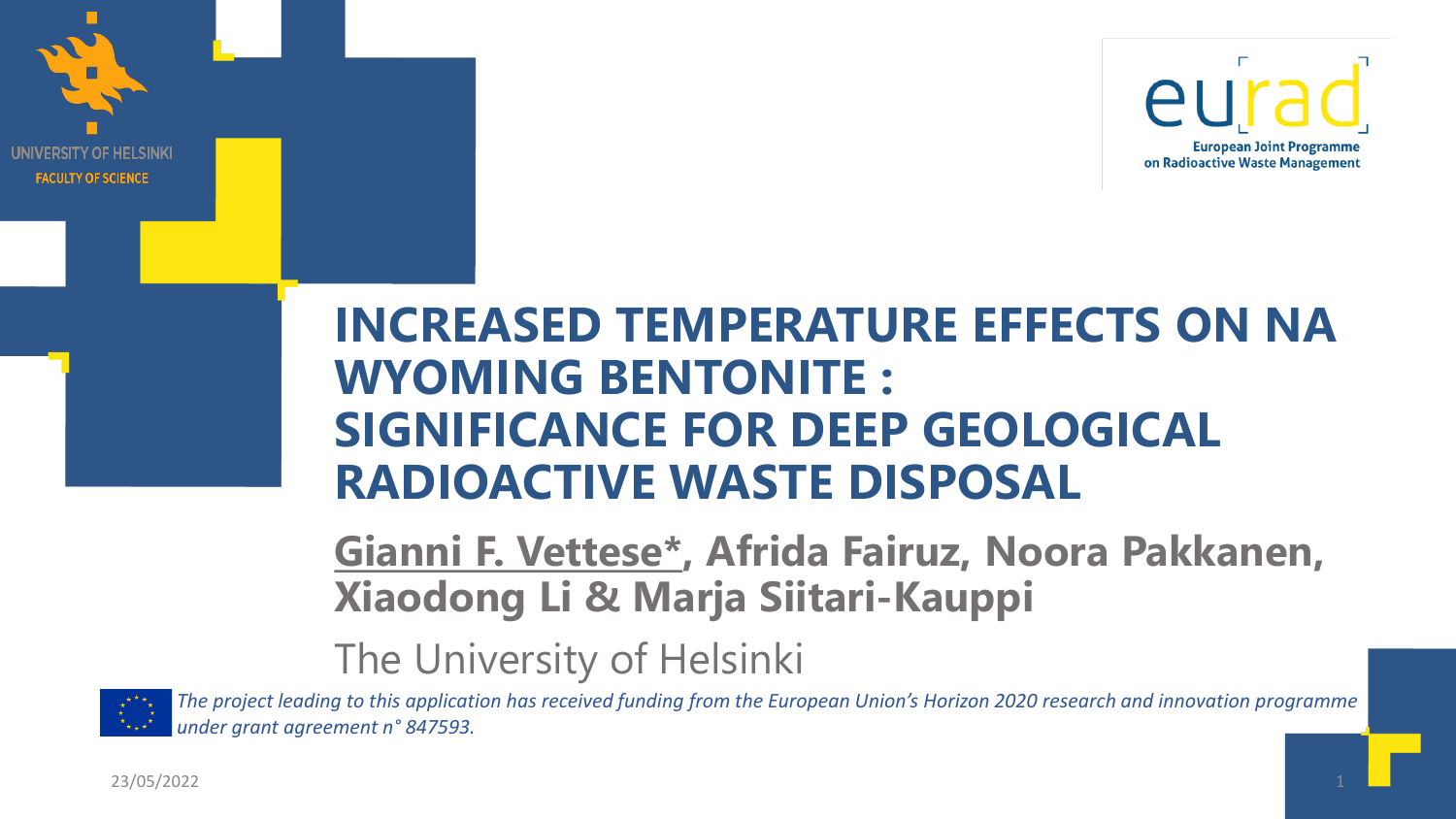UNIVERSITY OF HELSINKI

FACULTY OF SCIENCE

eurad

European Joint Programme on Radioactive Waste Management

# INCREASED TEMPERATURE EFFECTS ON NA WYOMING BENTONITE : SIGNIFICANCE FOR DEEP GEOLOGICAL RADIOACTIVE WASTE DISPOSAL

**Gianni F. Vettese\*, Afrida Fairuz, Noora Pakkanen, Xiaodong Li & Marja Siitari-Kauppi**

The University of Helsinki

*The project leading to this application has received funding from the European Union's Horizon 2020 research and innovation programme under grant agreement n° 847593.*

23/05/2022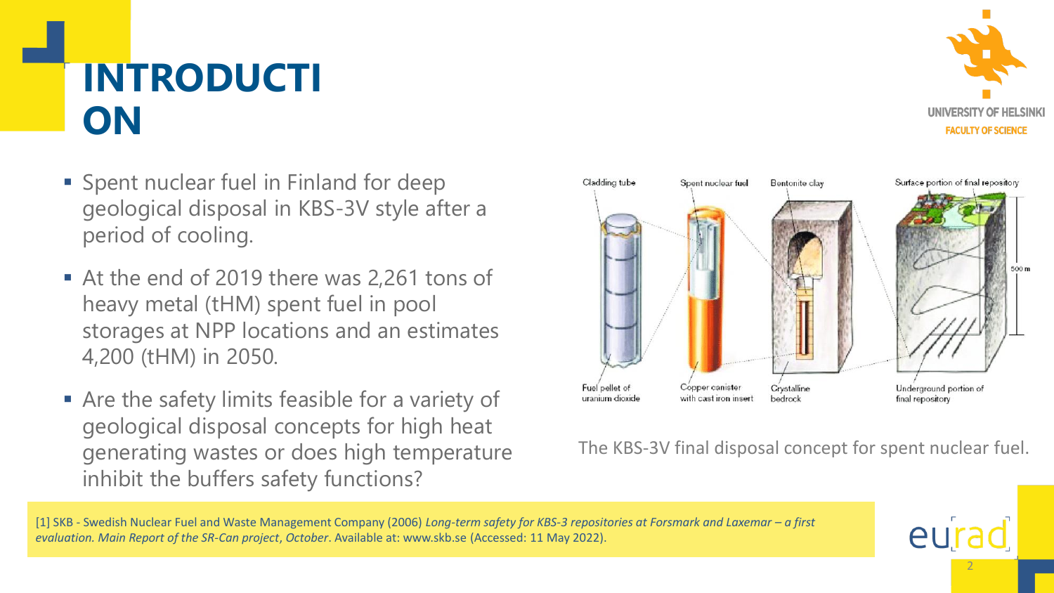# INTRODUCTION

- Spent nuclear fuel in Finland for deep geological disposal in KBS-3V style after a period of cooling.
- At the end of 2019 there was 2,261 tons of heavy metal (tHM) spent fuel in pool storages at NPP locations and an estimates 4,200 (tHM) in 2050.
- Are the safety limits feasible for a variety of geological disposal concepts for high heat generating wastes or does high temperature inhibit the buffers safety functions?

The KBS-3V final disposal concept for spent nuclear fuel.

[1] SKB - Swedish Nuclear Fuel and Waste Management Company (2006) *Long-term safety for KBS-3 repositories at Forsmark and Laxemar – a first evaluation. Main Report of the SR-Can project*, *October*. Available at: www.skb.se (Accessed: 11 May 2022).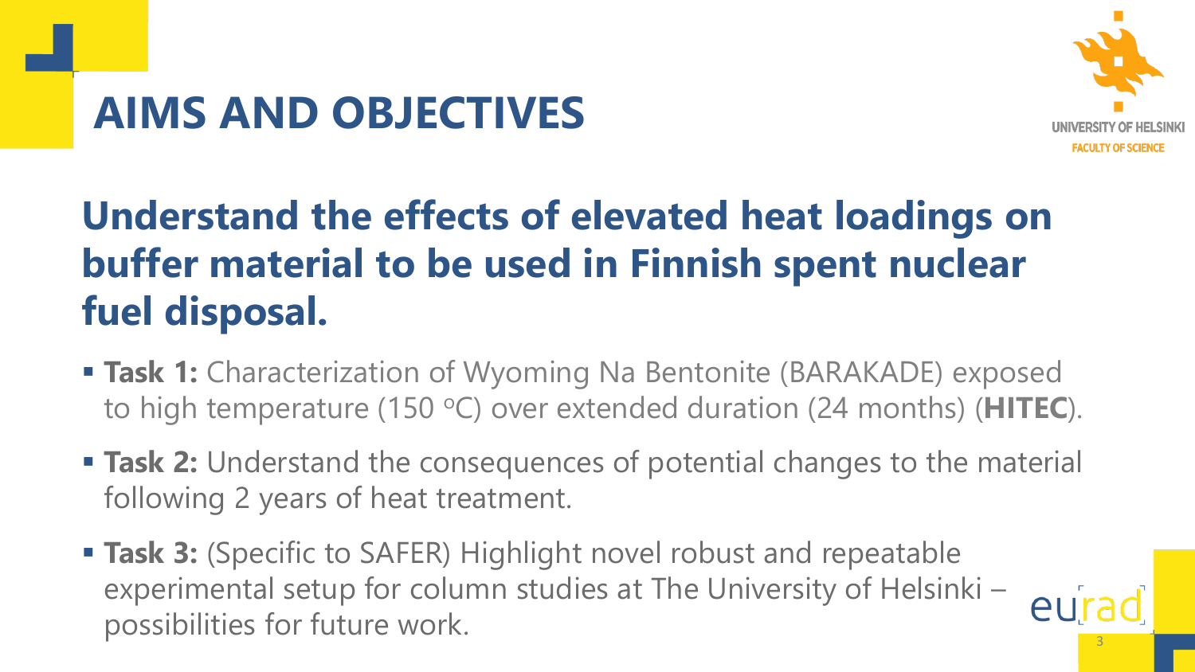# AIMS AND OBJECTIVES

## Understand the effects of elevated heat loadings on buffer material to be used in Finnish spent nuclear fuel disposal.

- **Task 1:** Characterization of Wyoming Na Bentonite (BARAKADE) exposed to high temperature (150 $^{o}$C) over extended duration (24 months) (**HITEC**).
- **Task 2:** Understand the consequences of potential changes to the material following 2 years of heat treatment.
- **Task 3:** (Specific to SAFER) Highlight novel robust and repeatable experimental setup for column studies at The University of Helsinki – possibilities for future work.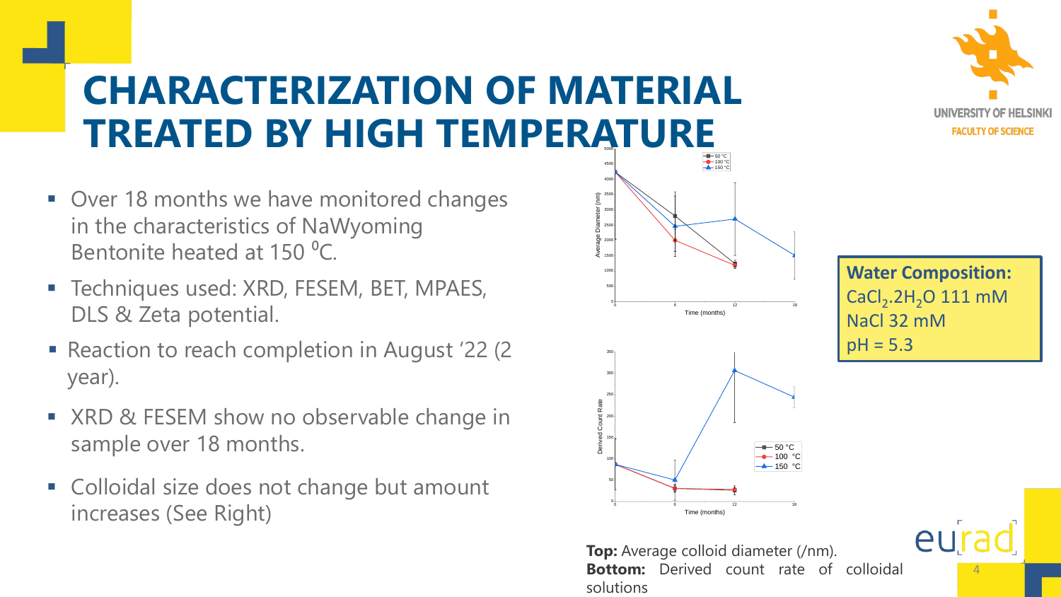# CHARACTERIZATION OF MATERIAL TREATED BY HIGH TEMPERATURE

- Over 18 months we have monitored changes in the characteristics of NaWyoming Bentonite heated at 150 ⁰C.
- Techniques used: XRD, FESEM, BET, MPAES, DLS & Zeta potential.
- Reaction to reach completion in August '22 (2 year).
- XRD & FESEM show no observable change in sample over 18 months.
- Colloidal size does not change but amount increases (See Right)

**Water Composition:**
$CaCl_2.2H_2O$ 111 mM
NaCl 32 mM
pH = 5.3

**Top:** Average colloid diameter (/nm).
**Bottom:** Derived count rate of colloidal solutions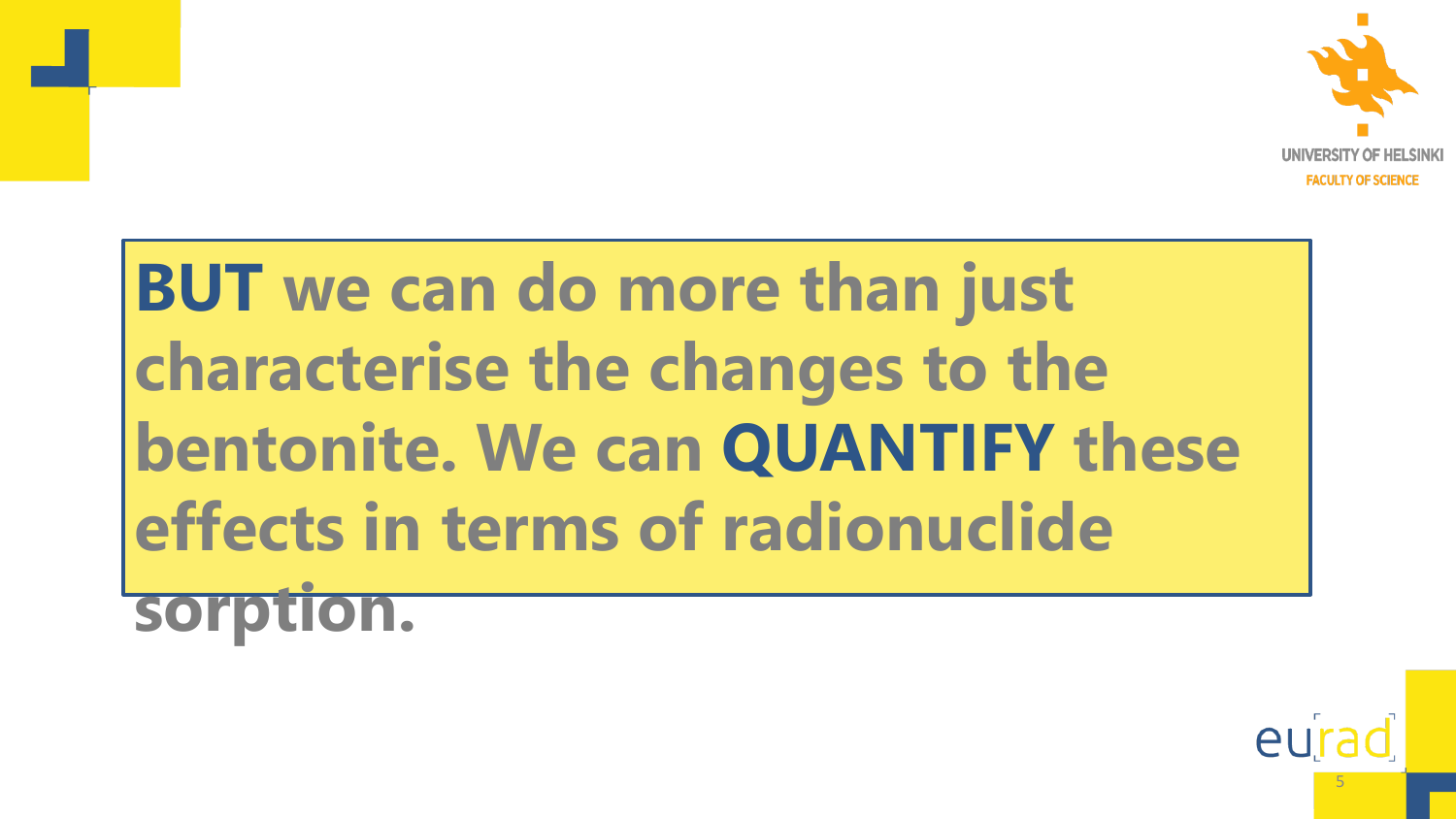**BUT** we can do more than just characterise the changes to the bentonite. We can **QUANTIFY** these effects in terms of radionuclide sorption.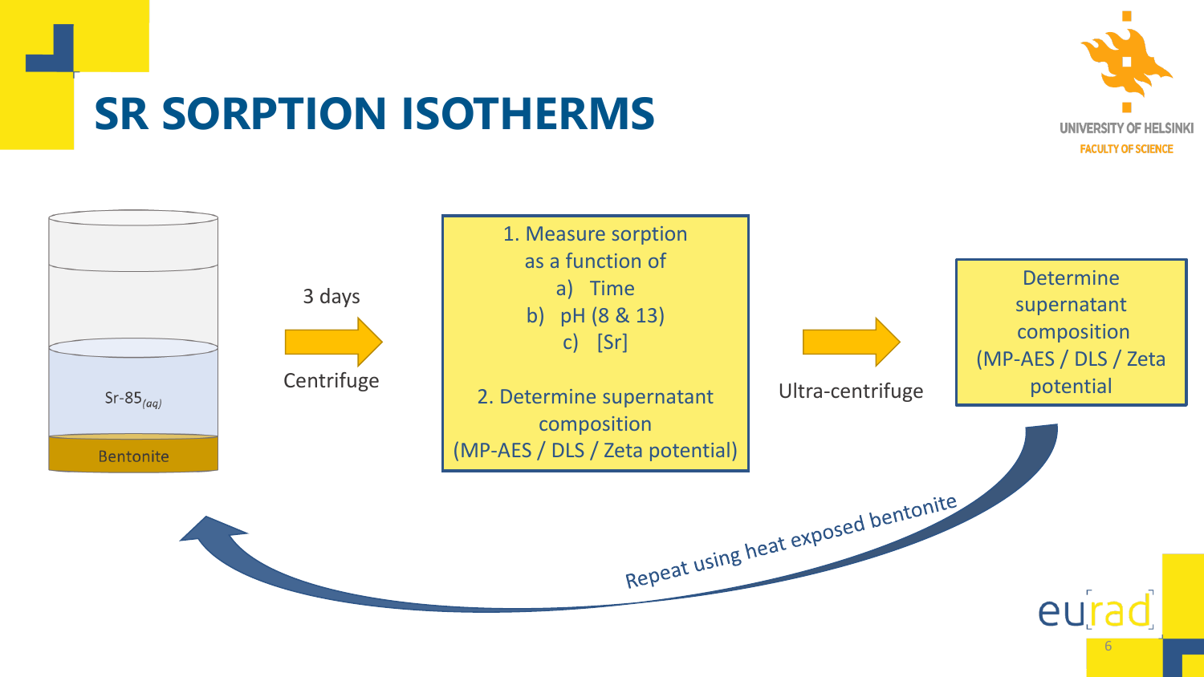# SR SORPTION ISOTHERMS

$Sr\text{-}85_{(aq)}$

Bentonite

3 days

Centrifuge

1. Measure sorption as a function of
   a) Time
   b) pH (8 & 13)
   c) [Sr]

2. Determine supernatant composition (MP-AES / DLS / Zeta potential)

Ultra-centrifuge

Determine supernatant composition (MP-AES / DLS / Zeta potential)

Repeat using heat exposed bentonite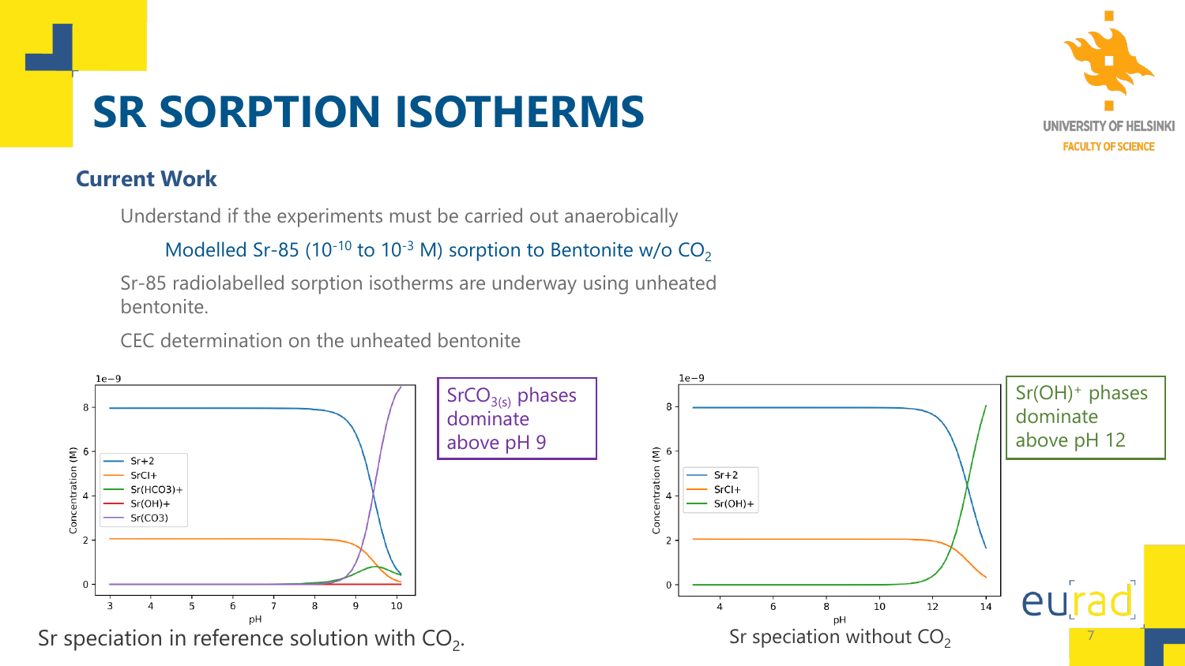# SR SORPTION ISOTHERMS

### Current Work

Understand if the experiments must be carried out anaerobically

Modelled Sr-85 ($10^{-10}$ to $10^{-3}$ M) sorption to Bentonite w/o $CO_2$

Sr-85 radiolabelled sorption isotherms are underway using unheated bentonite.

CEC determination on the unheated bentonite

$SrCO_{3(s)}$ phases dominate above pH 9

Sr speciation in reference solution with $CO_2$.

$Sr(OH)^+$ phases dominate above pH 12

Sr speciation without $CO_2$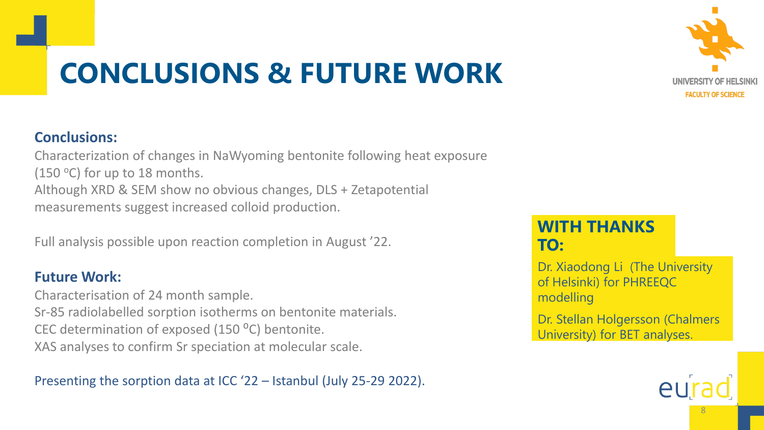# CONCLUSIONS & FUTURE WORK

**Conclusions:**

Characterization of changes in NaWyoming bentonite following heat exposure (150 ºC) for up to 18 months.
Although XRD & SEM show no obvious changes, DLS + Zetapotential measurements suggest increased colloid production.

Full analysis possible upon reaction completion in August ’22.

**Future Work:**

Characterisation of 24 month sample.
Sr-85 radiolabelled sorption isotherms on bentonite materials.
CEC determination of exposed (150 ºC) bentonite.
XAS analyses to confirm Sr speciation at molecular scale.

Presenting the sorption data at ICC ‘22 – Istanbul (July 25-29 2022).

**WITH THANKS TO:**

Dr. Xiaodong Li (The University of Helsinki) for PHREEQC modelling

Dr. Stellan Holgersson (Chalmers University) for BET analyses.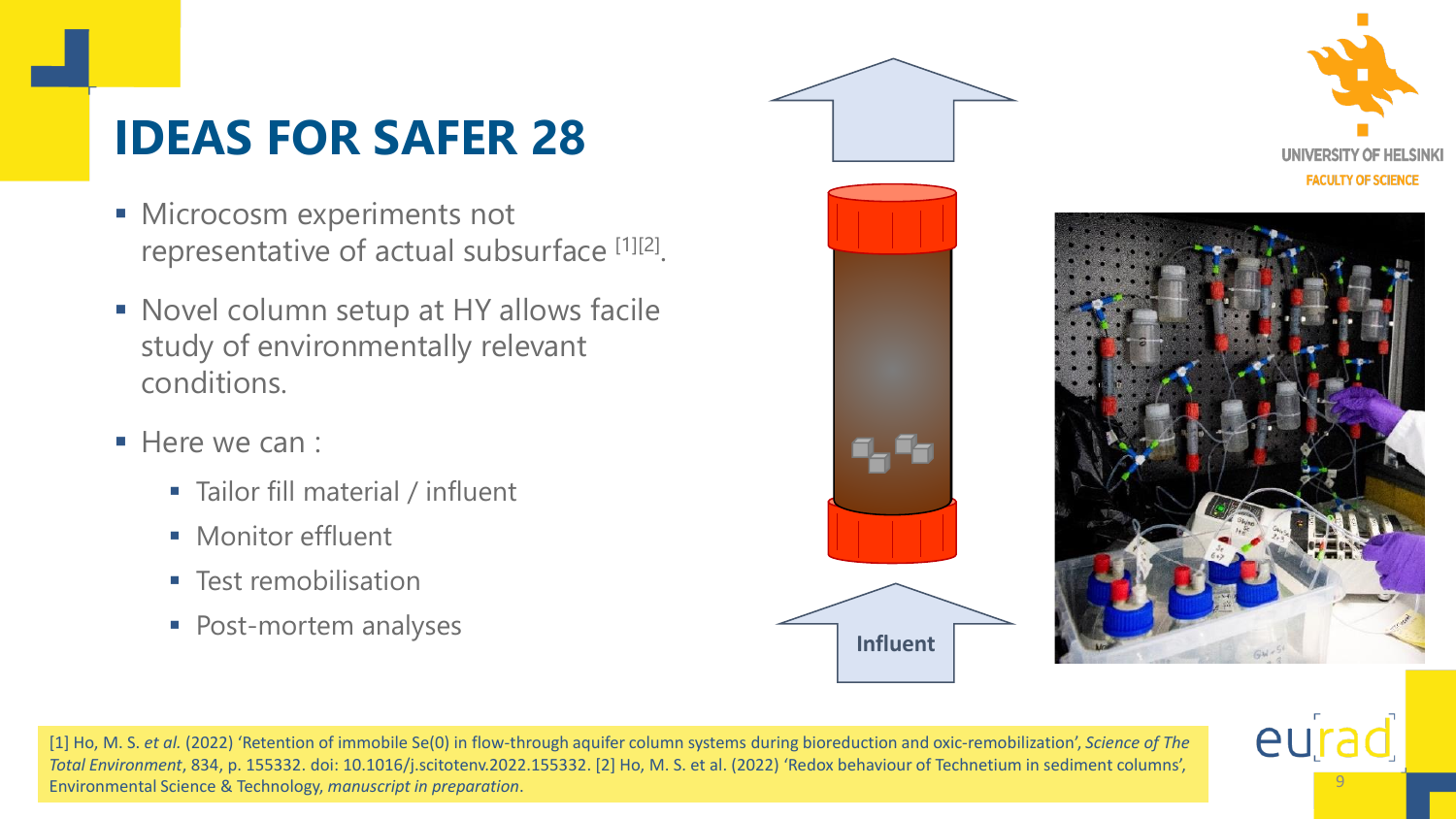# IDEAS FOR SAFER 28

- Microcosm experiments not representative of actual subsurface [1][2].
- Novel column setup at HY allows facile study of environmentally relevant conditions.
- Here we can :
  - Tailor fill material / influent
  - Monitor effluent
  - Test remobilisation
  - Post-mortem analyses

Influent

[1] Ho, M. S. *et al.* (2022) 'Retention of immobile Se(0) in flow-through aquifer column systems during bioreduction and oxic-remobilization', *Science of The Total Environment*, 834, p. 155332. doi: 10.1016/j.scitotenv.2022.155332. [2] Ho, M. S. et al. (2022) 'Redox behaviour of Technetium in sediment columns', Environmental Science & Technology, *manuscript in preparation*.